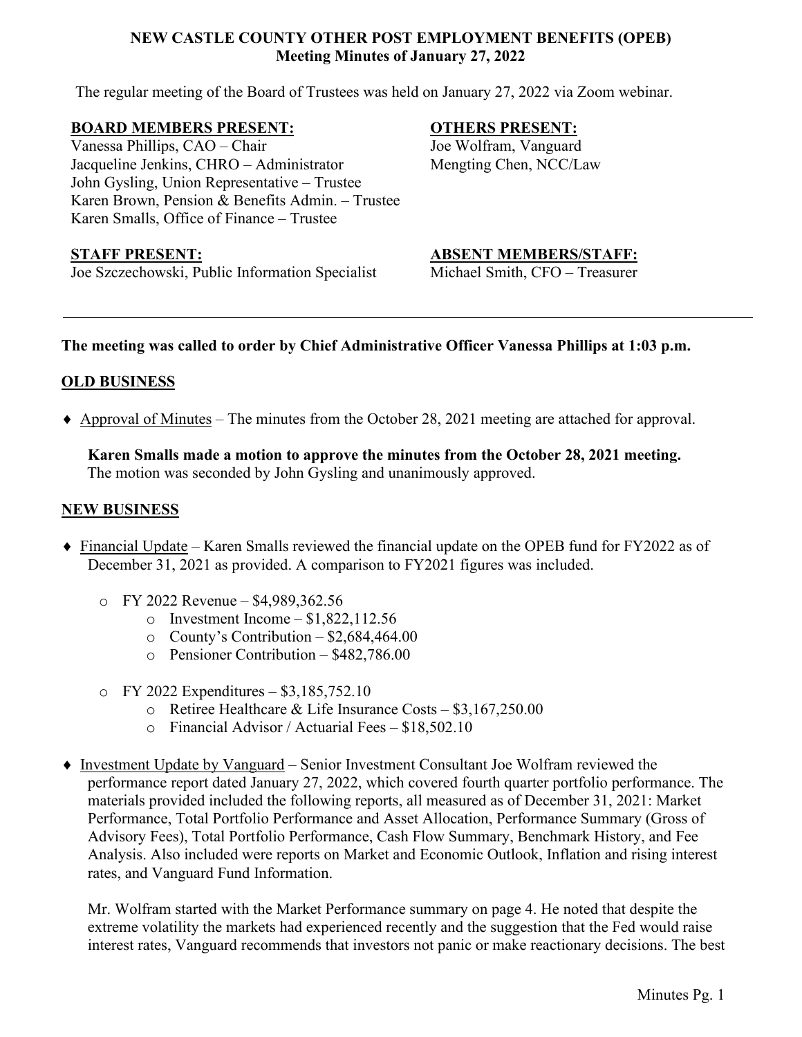**NEW CASTLE COUNTY OTHER POST EMPLOYMENT BENEFITS (OPEB)**
**Meeting Minutes of January 27, 2022**

The regular meeting of the Board of Trustees was held on January 27, 2022 via Zoom webinar.

**BOARD MEMBERS PRESENT:**
Vanessa Phillips, CAO – Chair
Jacqueline Jenkins, CHRO – Administrator
John Gysling, Union Representative – Trustee
Karen Brown, Pension & Benefits Admin. – Trustee
Karen Smalls, Office of Finance – Trustee

**OTHERS PRESENT:**
Joe Wolfram, Vanguard
Mengting Chen, NCC/Law

**STAFF PRESENT:**
Joe Szczechowski, Public Information Specialist

**ABSENT MEMBERS/STAFF:**
Michael Smith, CFO – Treasurer

---

**The meeting was called to order by Chief Administrative Officer Vanessa Phillips at 1:03 p.m.**

## OLD BUSINESS

- Approval of Minutes – The minutes from the October 28, 2021 meeting are attached for approval.

  **Karen Smalls made a motion to approve the minutes from the October 28, 2021 meeting.** The motion was seconded by John Gysling and unanimously approved.

## NEW BUSINESS

- Financial Update – Karen Smalls reviewed the financial update on the OPEB fund for FY2022 as of December 31, 2021 as provided. A comparison to FY2021 figures was included.
  - FY 2022 Revenue – $4,989,362.56
    - Investment Income – $1,822,112.56
    - County's Contribution – $2,684,464.00
    - Pensioner Contribution – $482,786.00
  - FY 2022 Expenditures – $3,185,752.10
    - Retiree Healthcare & Life Insurance Costs – $3,167,250.00
    - Financial Advisor / Actuarial Fees – $18,502.10

- Investment Update by Vanguard – Senior Investment Consultant Joe Wolfram reviewed the performance report dated January 27, 2022, which covered fourth quarter portfolio performance. The materials provided included the following reports, all measured as of December 31, 2021: Market Performance, Total Portfolio Performance and Asset Allocation, Performance Summary (Gross of Advisory Fees), Total Portfolio Performance, Cash Flow Summary, Benchmark History, and Fee Analysis. Also included were reports on Market and Economic Outlook, Inflation and rising interest rates, and Vanguard Fund Information.

  Mr. Wolfram started with the Market Performance summary on page 4. He noted that despite the extreme volatility the markets had experienced recently and the suggestion that the Fed would raise interest rates, Vanguard recommends that investors not panic or make reactionary decisions. The best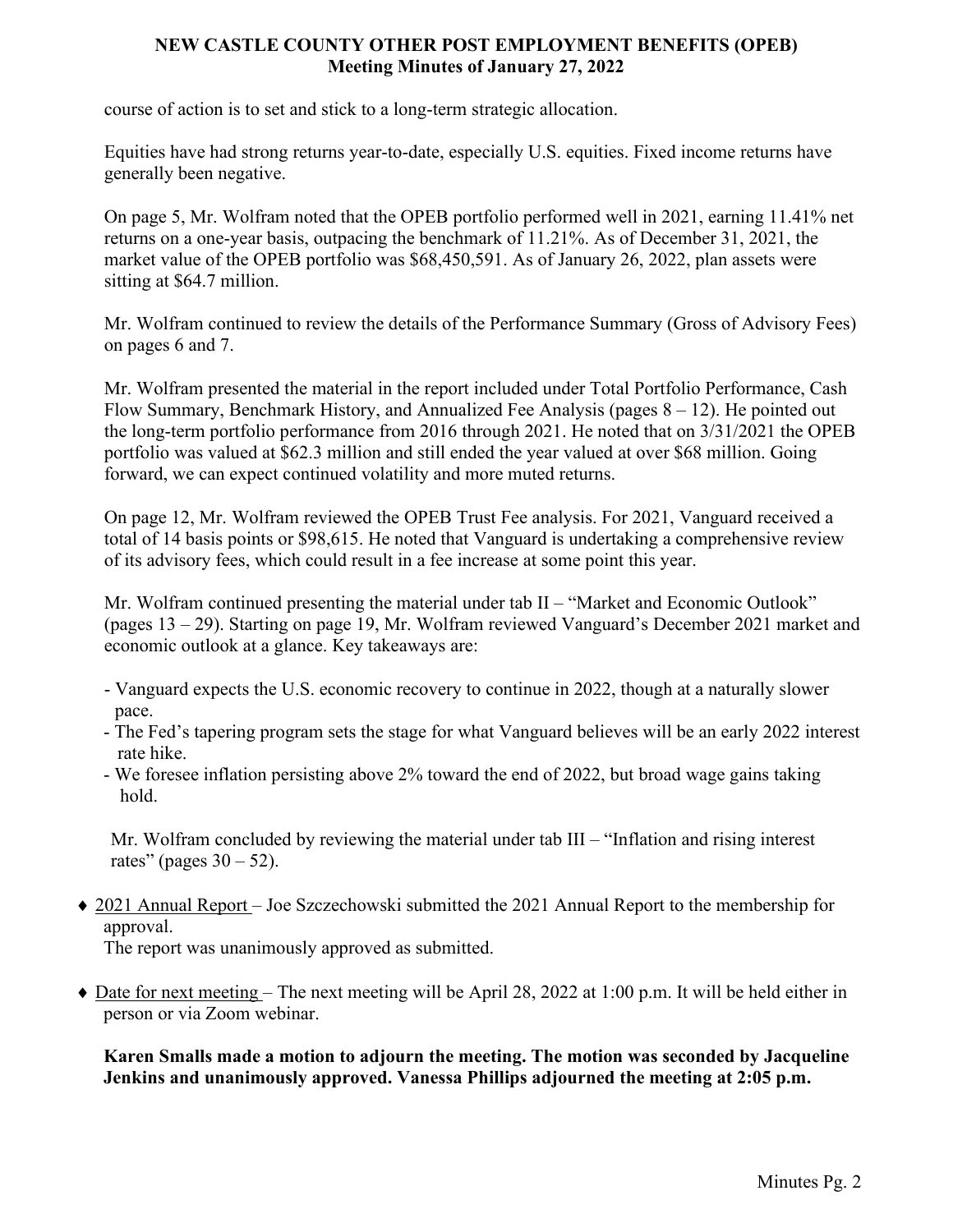course of action is to set and stick to a long-term strategic allocation.

Equities have had strong returns year-to-date, especially U.S. equities. Fixed income returns have generally been negative.

On page 5, Mr. Wolfram noted that the OPEB portfolio performed well in 2021, earning 11.41% net returns on a one-year basis, outpacing the benchmark of 11.21%. As of December 31, 2021, the market value of the OPEB portfolio was $68,450,591. As of January 26, 2022, plan assets were sitting at $64.7 million.

Mr. Wolfram continued to review the details of the Performance Summary (Gross of Advisory Fees) on pages 6 and 7.

Mr. Wolfram presented the material in the report included under Total Portfolio Performance, Cash Flow Summary, Benchmark History, and Annualized Fee Analysis (pages 8 – 12). He pointed out the long-term portfolio performance from 2016 through 2021. He noted that on 3/31/2021 the OPEB portfolio was valued at $62.3 million and still ended the year valued at over $68 million. Going forward, we can expect continued volatility and more muted returns.

On page 12, Mr. Wolfram reviewed the OPEB Trust Fee analysis. For 2021, Vanguard received a total of 14 basis points or $98,615. He noted that Vanguard is undertaking a comprehensive review of its advisory fees, which could result in a fee increase at some point this year.

Mr. Wolfram continued presenting the material under tab II – "Market and Economic Outlook" (pages 13 – 29). Starting on page 19, Mr. Wolfram reviewed Vanguard's December 2021 market and economic outlook at a glance. Key takeaways are:

- Vanguard expects the U.S. economic recovery to continue in 2022, though at a naturally slower pace.
- The Fed's tapering program sets the stage for what Vanguard believes will be an early 2022 interest rate hike.
- We foresee inflation persisting above 2% toward the end of 2022, but broad wage gains taking hold.

Mr. Wolfram concluded by reviewing the material under tab III – "Inflation and rising interest rates" (pages 30 – 52).

- ♦ 2021 Annual Report – Joe Szczechowski submitted the 2021 Annual Report to the membership for approval.
  The report was unanimously approved as submitted.

- ♦ Date for next meeting – The next meeting will be April 28, 2022 at 1:00 p.m. It will be held either in person or via Zoom webinar.

**Karen Smalls made a motion to adjourn the meeting. The motion was seconded by Jacqueline Jenkins and unanimously approved. Vanessa Phillips adjourned the meeting at 2:05 p.m.**